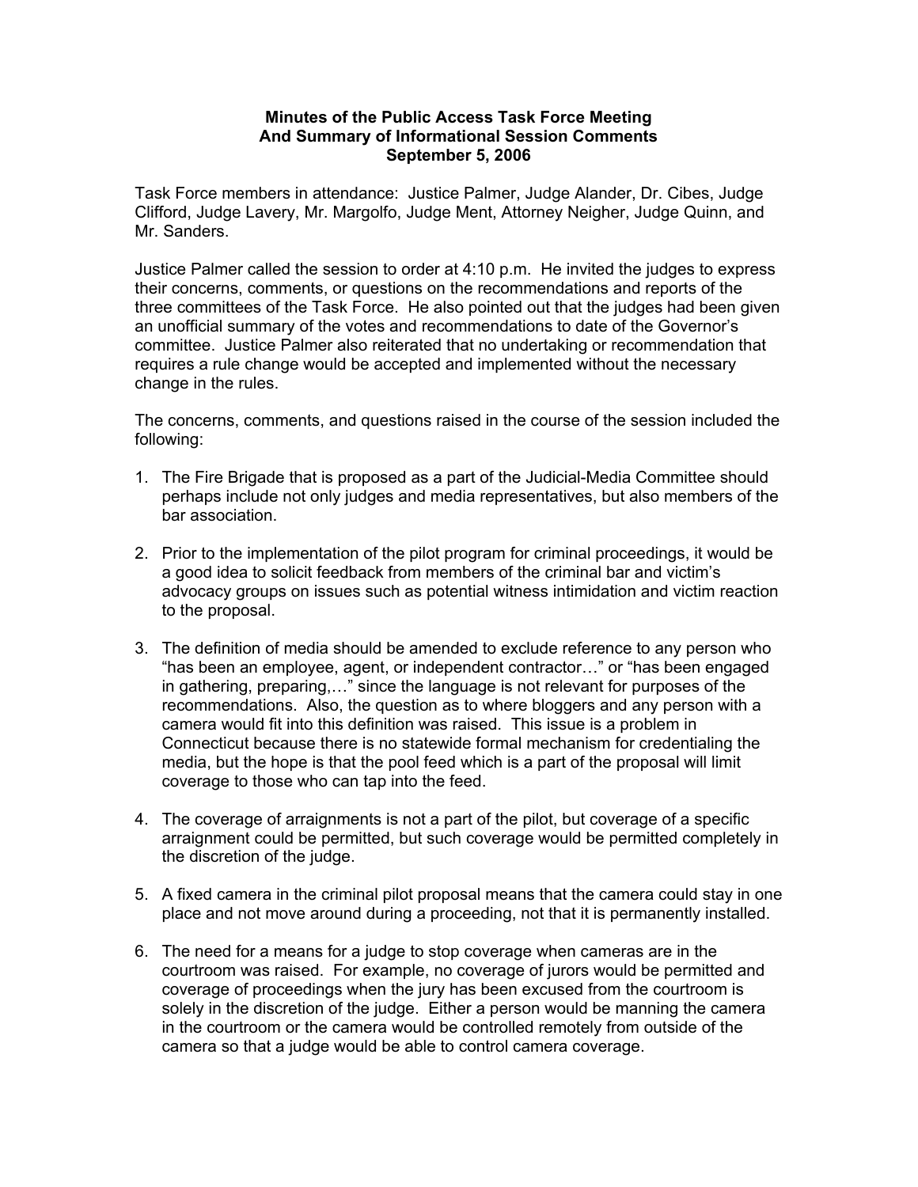# Minutes of the Public Access Task Force Meeting And Summary of Informational Session Comments September 5, 2006

Task Force members in attendance: Justice Palmer, Judge Alander, Dr. Cibes, Judge Clifford, Judge Lavery, Mr. Margolfo, Judge Ment, Attorney Neigher, Judge Quinn, and Mr. Sanders.

Justice Palmer called the session to order at 4:10 p.m. He invited the judges to express their concerns, comments, or questions on the recommendations and reports of the three committees of the Task Force. He also pointed out that the judges had been given an unofficial summary of the votes and recommendations to date of the Governor's committee. Justice Palmer also reiterated that no undertaking or recommendation that requires a rule change would be accepted and implemented without the necessary change in the rules.

The concerns, comments, and questions raised in the course of the session included the following:

1. The Fire Brigade that is proposed as a part of the Judicial-Media Committee should perhaps include not only judges and media representatives, but also members of the bar association.

2. Prior to the implementation of the pilot program for criminal proceedings, it would be a good idea to solicit feedback from members of the criminal bar and victim's advocacy groups on issues such as potential witness intimidation and victim reaction to the proposal.

3. The definition of media should be amended to exclude reference to any person who "has been an employee, agent, or independent contractor…" or "has been engaged in gathering, preparing,…" since the language is not relevant for purposes of the recommendations. Also, the question as to where bloggers and any person with a camera would fit into this definition was raised. This issue is a problem in Connecticut because there is no statewide formal mechanism for credentialing the media, but the hope is that the pool feed which is a part of the proposal will limit coverage to those who can tap into the feed.

4. The coverage of arraignments is not a part of the pilot, but coverage of a specific arraignment could be permitted, but such coverage would be permitted completely in the discretion of the judge.

5. A fixed camera in the criminal pilot proposal means that the camera could stay in one place and not move around during a proceeding, not that it is permanently installed.

6. The need for a means for a judge to stop coverage when cameras are in the courtroom was raised. For example, no coverage of jurors would be permitted and coverage of proceedings when the jury has been excused from the courtroom is solely in the discretion of the judge. Either a person would be manning the camera in the courtroom or the camera would be controlled remotely from outside of the camera so that a judge would be able to control camera coverage.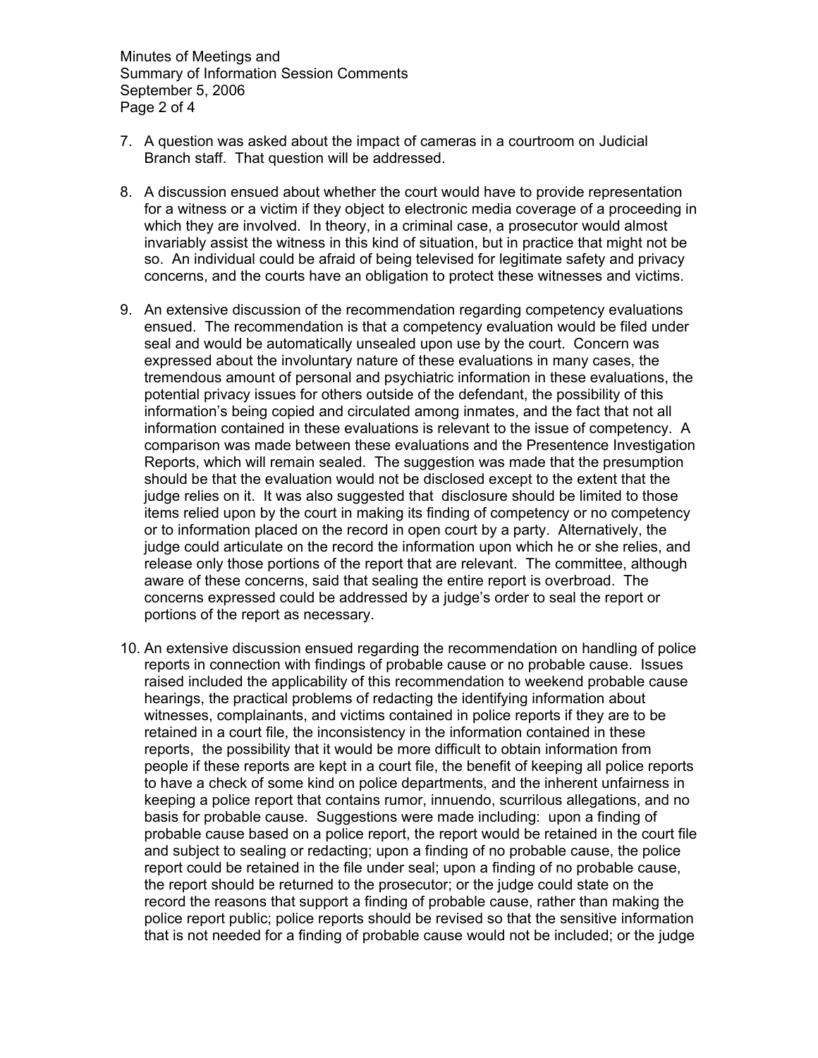7. A question was asked about the impact of cameras in a courtroom on Judicial Branch staff. That question will be addressed.

8. A discussion ensued about whether the court would have to provide representation for a witness or a victim if they object to electronic media coverage of a proceeding in which they are involved. In theory, in a criminal case, a prosecutor would almost invariably assist the witness in this kind of situation, but in practice that might not be so. An individual could be afraid of being televised for legitimate safety and privacy concerns, and the courts have an obligation to protect these witnesses and victims.

9. An extensive discussion of the recommendation regarding competency evaluations ensued. The recommendation is that a competency evaluation would be filed under seal and would be automatically unsealed upon use by the court. Concern was expressed about the involuntary nature of these evaluations in many cases, the tremendous amount of personal and psychiatric information in these evaluations, the potential privacy issues for others outside of the defendant, the possibility of this information's being copied and circulated among inmates, and the fact that not all information contained in these evaluations is relevant to the issue of competency. A comparison was made between these evaluations and the Presentence Investigation Reports, which will remain sealed. The suggestion was made that the presumption should be that the evaluation would not be disclosed except to the extent that the judge relies on it. It was also suggested that disclosure should be limited to those items relied upon by the court in making its finding of competency or no competency or to information placed on the record in open court by a party. Alternatively, the judge could articulate on the record the information upon which he or she relies, and release only those portions of the report that are relevant. The committee, although aware of these concerns, said that sealing the entire report is overbroad. The concerns expressed could be addressed by a judge's order to seal the report or portions of the report as necessary.

10. An extensive discussion ensued regarding the recommendation on handling of police reports in connection with findings of probable cause or no probable cause. Issues raised included the applicability of this recommendation to weekend probable cause hearings, the practical problems of redacting the identifying information about witnesses, complainants, and victims contained in police reports if they are to be retained in a court file, the inconsistency in the information contained in these reports, the possibility that it would be more difficult to obtain information from people if these reports are kept in a court file, the benefit of keeping all police reports to have a check of some kind on police departments, and the inherent unfairness in keeping a police report that contains rumor, innuendo, scurrilous allegations, and no basis for probable cause. Suggestions were made including: upon a finding of probable cause based on a police report, the report would be retained in the court file and subject to sealing or redacting; upon a finding of no probable cause, the police report could be retained in the file under seal; upon a finding of no probable cause, the report should be returned to the prosecutor; or the judge could state on the record the reasons that support a finding of probable cause, rather than making the police report public; police reports should be revised so that the sensitive information that is not needed for a finding of probable cause would not be included; or the judge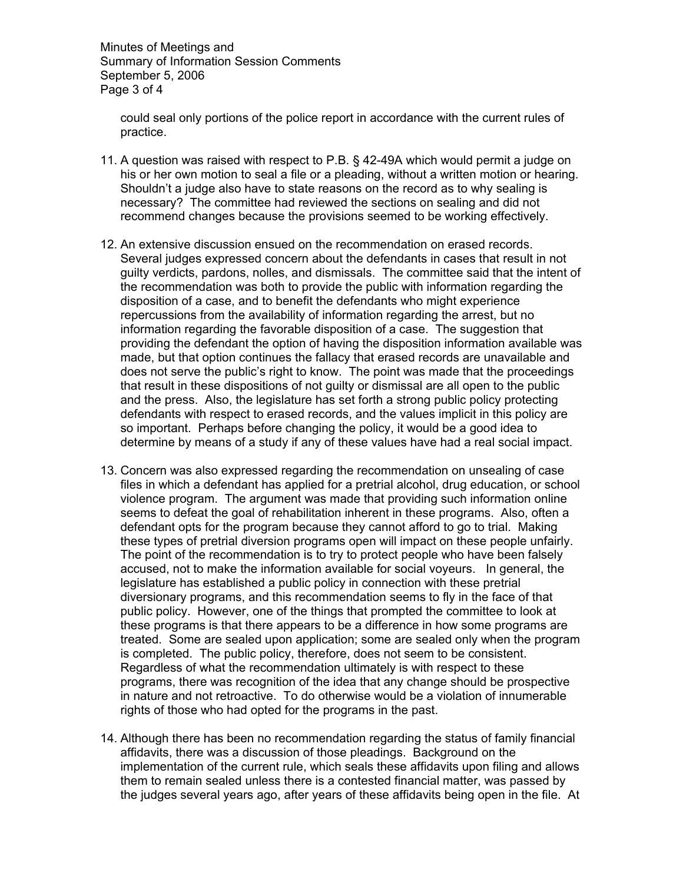could seal only portions of the police report in accordance with the current rules of practice.

11. A question was raised with respect to P.B. § 42-49A which would permit a judge on his or her own motion to seal a file or a pleading, without a written motion or hearing. Shouldn't a judge also have to state reasons on the record as to why sealing is necessary? The committee had reviewed the sections on sealing and did not recommend changes because the provisions seemed to be working effectively.

12. An extensive discussion ensued on the recommendation on erased records. Several judges expressed concern about the defendants in cases that result in not guilty verdicts, pardons, nolles, and dismissals. The committee said that the intent of the recommendation was both to provide the public with information regarding the disposition of a case, and to benefit the defendants who might experience repercussions from the availability of information regarding the arrest, but no information regarding the favorable disposition of a case. The suggestion that providing the defendant the option of having the disposition information available was made, but that option continues the fallacy that erased records are unavailable and does not serve the public's right to know. The point was made that the proceedings that result in these dispositions of not guilty or dismissal are all open to the public and the press. Also, the legislature has set forth a strong public policy protecting defendants with respect to erased records, and the values implicit in this policy are so important. Perhaps before changing the policy, it would be a good idea to determine by means of a study if any of these values have had a real social impact.

13. Concern was also expressed regarding the recommendation on unsealing of case files in which a defendant has applied for a pretrial alcohol, drug education, or school violence program. The argument was made that providing such information online seems to defeat the goal of rehabilitation inherent in these programs. Also, often a defendant opts for the program because they cannot afford to go to trial. Making these types of pretrial diversion programs open will impact on these people unfairly. The point of the recommendation is to try to protect people who have been falsely accused, not to make the information available for social voyeurs. In general, the legislature has established a public policy in connection with these pretrial diversionary programs, and this recommendation seems to fly in the face of that public policy. However, one of the things that prompted the committee to look at these programs is that there appears to be a difference in how some programs are treated. Some are sealed upon application; some are sealed only when the program is completed. The public policy, therefore, does not seem to be consistent. Regardless of what the recommendation ultimately is with respect to these programs, there was recognition of the idea that any change should be prospective in nature and not retroactive. To do otherwise would be a violation of innumerable rights of those who had opted for the programs in the past.

14. Although there has been no recommendation regarding the status of family financial affidavits, there was a discussion of those pleadings. Background on the implementation of the current rule, which seals these affidavits upon filing and allows them to remain sealed unless there is a contested financial matter, was passed by the judges several years ago, after years of these affidavits being open in the file. At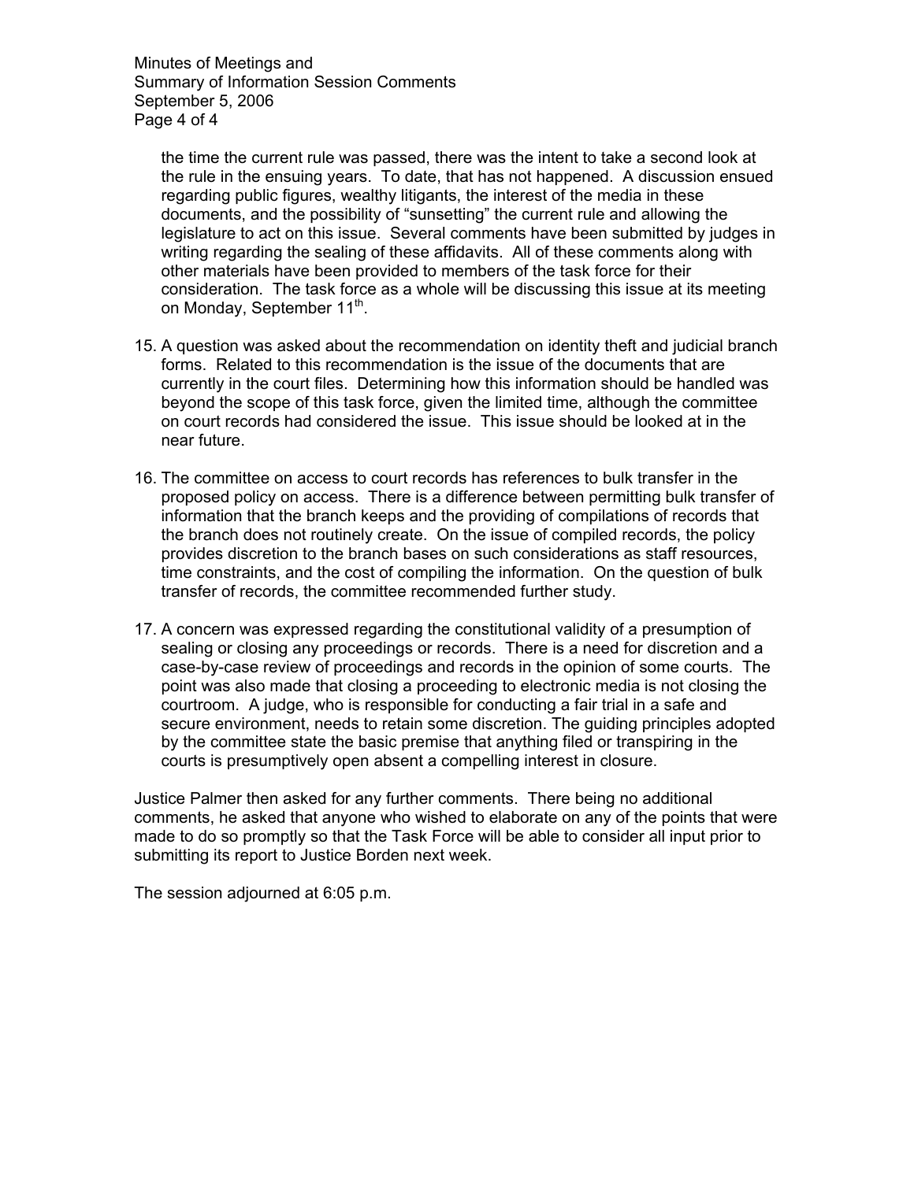the time the current rule was passed, there was the intent to take a second look at the rule in the ensuing years. To date, that has not happened. A discussion ensued regarding public figures, wealthy litigants, the interest of the media in these documents, and the possibility of "sunsetting" the current rule and allowing the legislature to act on this issue. Several comments have been submitted by judges in writing regarding the sealing of these affidavits. All of these comments along with other materials have been provided to members of the task force for their consideration. The task force as a whole will be discussing this issue at its meeting on Monday, September 11th.

15. A question was asked about the recommendation on identity theft and judicial branch forms. Related to this recommendation is the issue of the documents that are currently in the court files. Determining how this information should be handled was beyond the scope of this task force, given the limited time, although the committee on court records had considered the issue. This issue should be looked at in the near future.

16. The committee on access to court records has references to bulk transfer in the proposed policy on access. There is a difference between permitting bulk transfer of information that the branch keeps and the providing of compilations of records that the branch does not routinely create. On the issue of compiled records, the policy provides discretion to the branch bases on such considerations as staff resources, time constraints, and the cost of compiling the information. On the question of bulk transfer of records, the committee recommended further study.

17. A concern was expressed regarding the constitutional validity of a presumption of sealing or closing any proceedings or records. There is a need for discretion and a case-by-case review of proceedings and records in the opinion of some courts. The point was also made that closing a proceeding to electronic media is not closing the courtroom. A judge, who is responsible for conducting a fair trial in a safe and secure environment, needs to retain some discretion. The guiding principles adopted by the committee state the basic premise that anything filed or transpiring in the courts is presumptively open absent a compelling interest in closure.

Justice Palmer then asked for any further comments. There being no additional comments, he asked that anyone who wished to elaborate on any of the points that were made to do so promptly so that the Task Force will be able to consider all input prior to submitting its report to Justice Borden next week.

The session adjourned at 6:05 p.m.